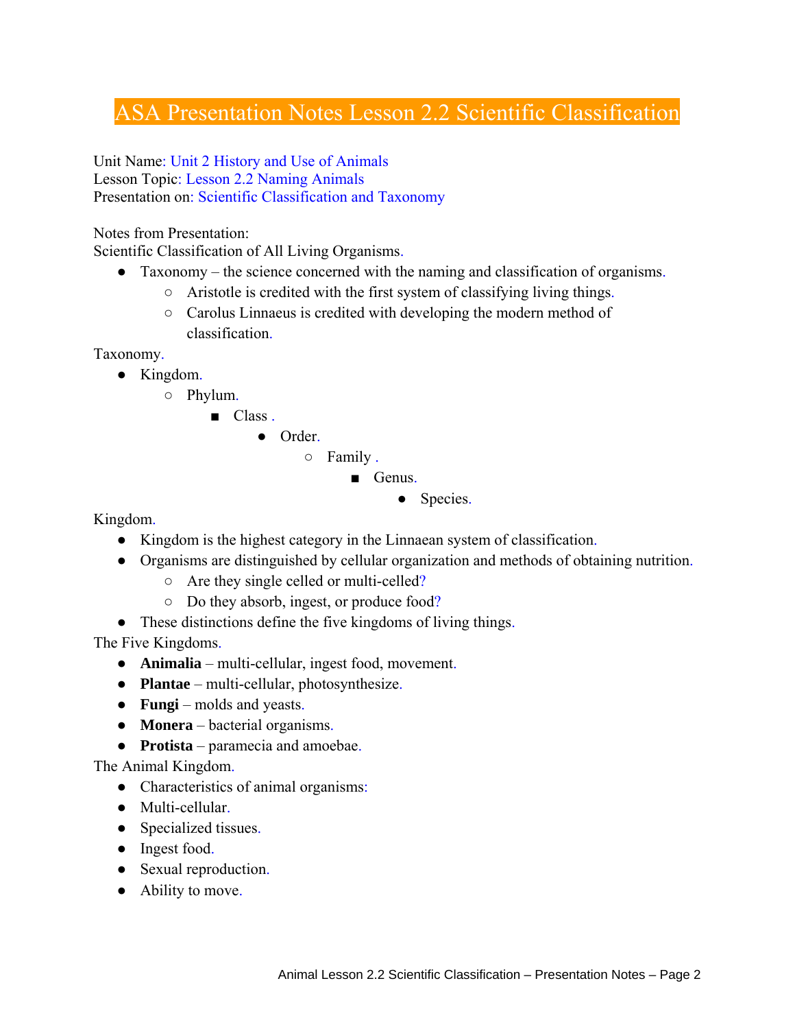# ASA Presentation Notes Lesson 2.2 Scientific Classification

Unit Name: Unit 2 History and Use of Animals
Lesson Topic: Lesson 2.2 Naming Animals
Presentation on: Scientific Classification and Taxonomy

Notes from Presentation:
Scientific Classification of All Living Organisms.

- Taxonomy – the science concerned with the naming and classification of organisms.
  - Aristotle is credited with the first system of classifying living things.
  - Carolus Linnaeus is credited with developing the modern method of classification.

Taxonomy.

- Kingdom.
  - Phylum.
    - Class .
      - Order.
        - Family .
          - Genus.
            - Species.

Kingdom.

- Kingdom is the highest category in the Linnaean system of classification.
- Organisms are distinguished by cellular organization and methods of obtaining nutrition.
  - Are they single celled or multi-celled?
  - Do they absorb, ingest, or produce food?
- These distinctions define the five kingdoms of living things.

The Five Kingdoms.

- **Animalia** – multi-cellular, ingest food, movement.
- **Plantae** – multi-cellular, photosynthesize.
- **Fungi** – molds and yeasts.
- **Monera** – bacterial organisms.
- **Protista** – paramecia and amoebae.

The Animal Kingdom.

- Characteristics of animal organisms:
- Multi-cellular.
- Specialized tissues.
- Ingest food.
- Sexual reproduction.
- Ability to move.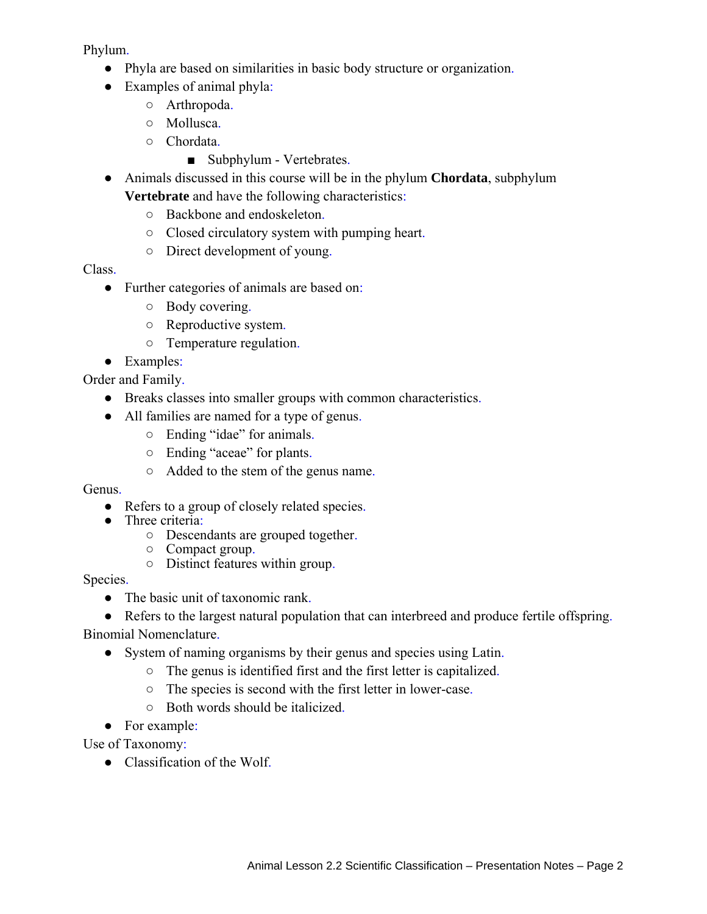Phylum.

- Phyla are based on similarities in basic body structure or organization.
- Examples of animal phyla:
  - Arthropoda.
  - Mollusca.
  - Chordata.
    - Subphylum - Vertebrates.
- Animals discussed in this course will be in the phylum **Chordata**, subphylum **Vertebrate** and have the following characteristics:
  - Backbone and endoskeleton.
  - Closed circulatory system with pumping heart.
  - Direct development of young.

Class.

- Further categories of animals are based on:
  - Body covering.
  - Reproductive system.
  - Temperature regulation.
- Examples:

Order and Family.

- Breaks classes into smaller groups with common characteristics.
- All families are named for a type of genus.
  - Ending "idae" for animals.
  - Ending "aceae" for plants.
  - Added to the stem of the genus name.

Genus.

- Refers to a group of closely related species.
- Three criteria:
  - Descendants are grouped together.
  - Compact group.
  - Distinct features within group.

Species.

- The basic unit of taxonomic rank.
- Refers to the largest natural population that can interbreed and produce fertile offspring.

Binomial Nomenclature.

- System of naming organisms by their genus and species using Latin.
  - The genus is identified first and the first letter is capitalized.
  - The species is second with the first letter in lower-case.
  - Both words should be italicized.
- For example:

Use of Taxonomy:

- Classification of the Wolf.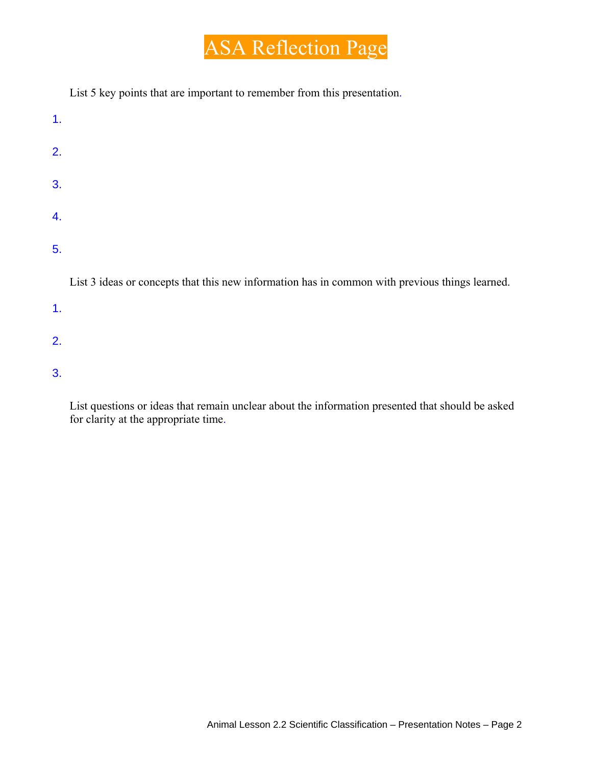# ASA Reflection Page

List 5 key points that are important to remember from this presentation.

1.

2.

3.

4.

5.

List 3 ideas or concepts that this new information has in common with previous things learned.

1.

2.

3.

List questions or ideas that remain unclear about the information presented that should be asked for clarity at the appropriate time.